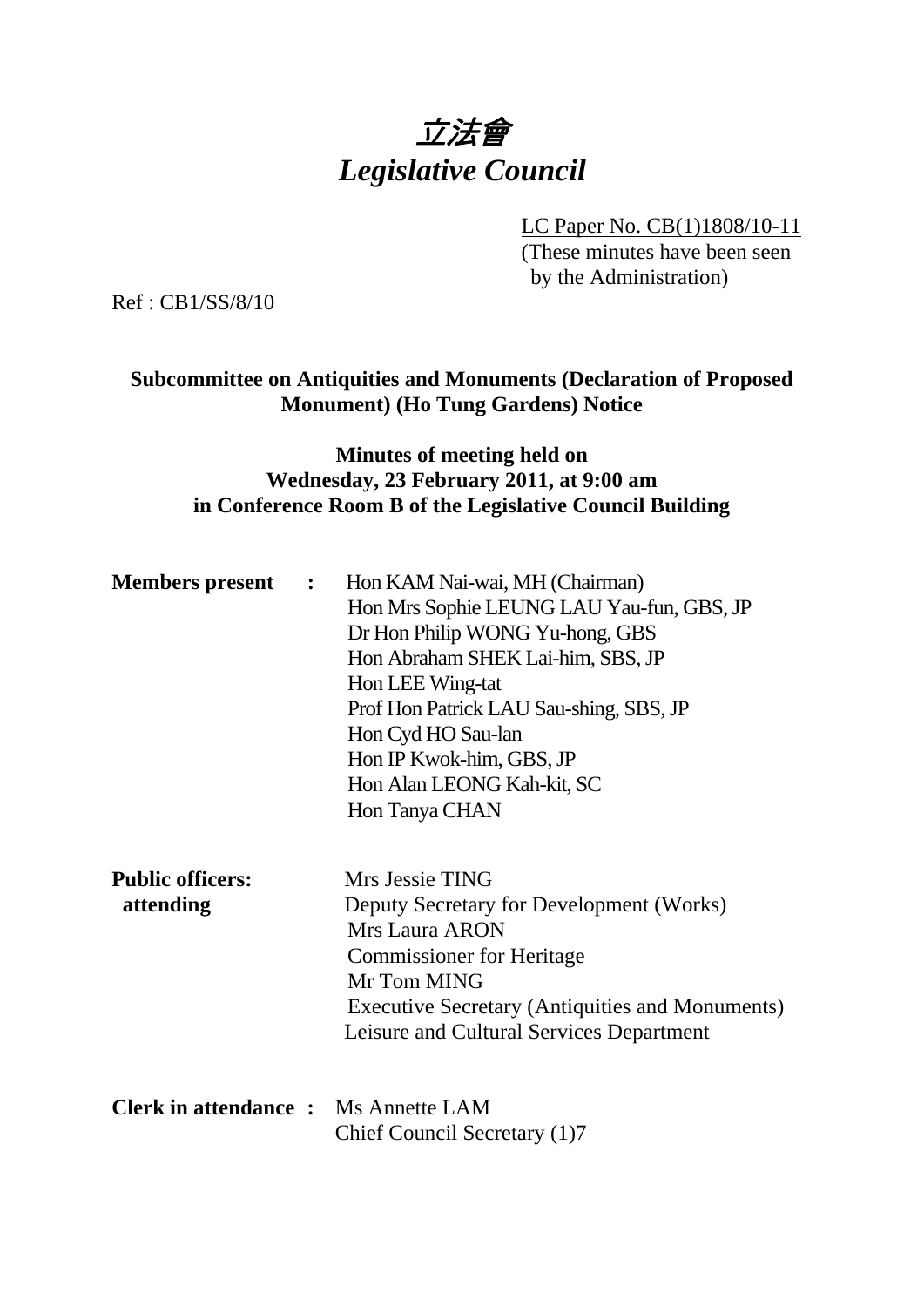# 立法會
# *Legislative Council*

LC Paper No. CB(1)1808/10-11
(These minutes have been seen by the Administration)

Ref : CB1/SS/8/10

**Subcommittee on Antiquities and Monuments (Declaration of Proposed Monument) (Ho Tung Gardens) Notice**

**Minutes of meeting held on Wednesday, 23 February 2011, at 9:00 am in Conference Room B of the Legislative Council Building**

**Members present :**
Hon KAM Nai-wai, MH (Chairman)
Hon Mrs Sophie LEUNG LAU Yau-fun, GBS, JP
Dr Hon Philip WONG Yu-hong, GBS
Hon Abraham SHEK Lai-him, SBS, JP
Hon LEE Wing-tat
Prof Hon Patrick LAU Sau-shing, SBS, JP
Hon Cyd HO Sau-lan
Hon IP Kwok-him, GBS, JP
Hon Alan LEONG Kah-kit, SC
Hon Tanya CHAN

**Public officers: attending**
Mrs Jessie TING
Deputy Secretary for Development (Works)
Mrs Laura ARON
Commissioner for Heritage
Mr Tom MING
Executive Secretary (Antiquities and Monuments)
Leisure and Cultural Services Department

**Clerk in attendance :** Ms Annette LAM
Chief Council Secretary (1)7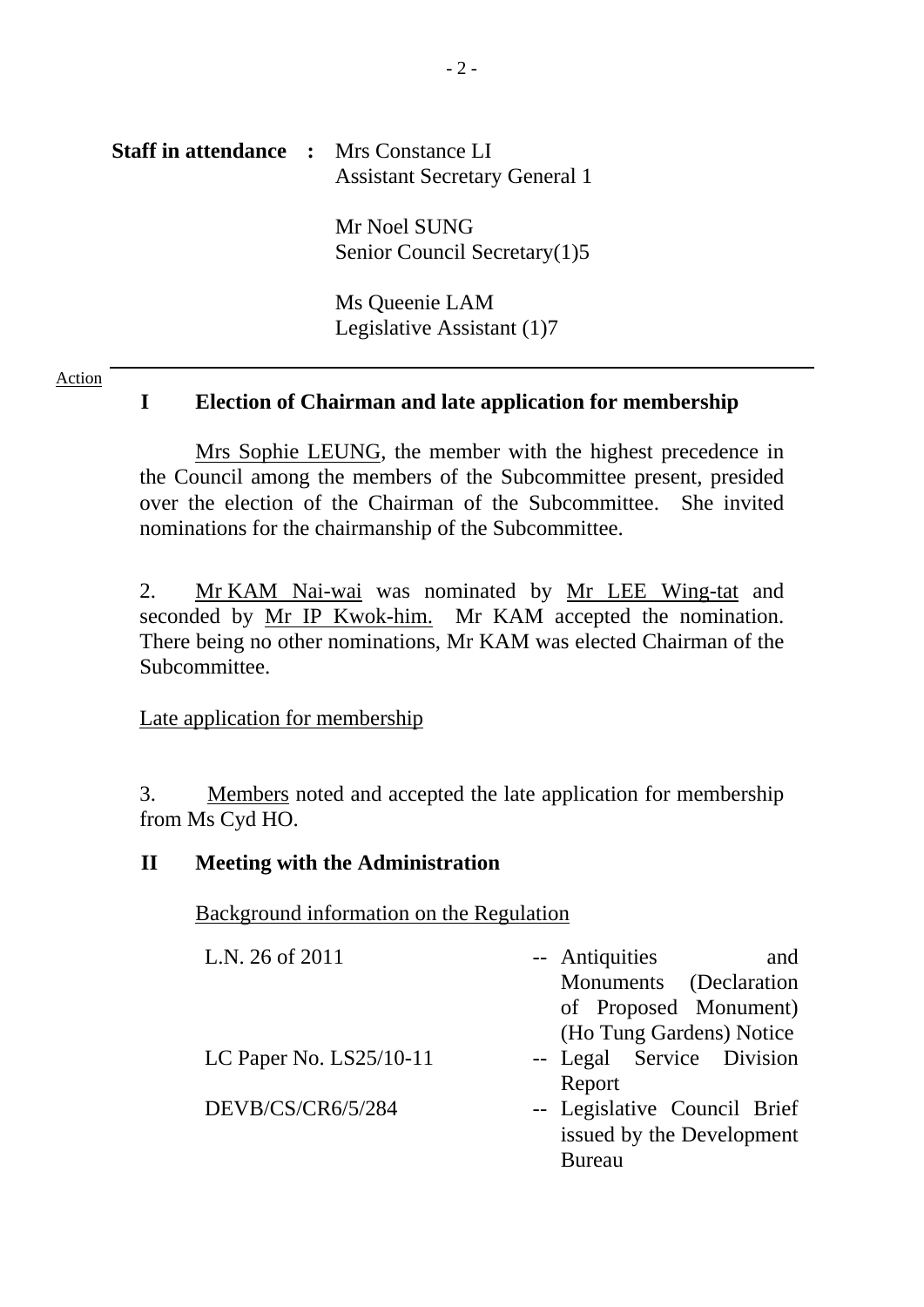**Staff in attendance :** Mrs Constance LI
Assistant Secretary General 1

Mr Noel SUNG
Senior Council Secretary(1)5

Ms Queenie LAM
Legislative Assistant (1)7

Action

---

## I Election of Chairman and late application for membership

Mrs Sophie LEUNG, the member with the highest precedence in the Council among the members of the Subcommittee present, presided over the election of the Chairman of the Subcommittee. She invited nominations for the chairmanship of the Subcommittee.

2. Mr KAM Nai-wai was nominated by Mr LEE Wing-tat and seconded by Mr IP Kwok-him. Mr KAM accepted the nomination. There being no other nominations, Mr KAM was elected Chairman of the Subcommittee.

Late application for membership

3. Members noted and accepted the late application for membership from Ms Cyd HO.

## II Meeting with the Administration

Background information on the Regulation

| | |
|---|---|
| L.N. 26 of 2011 | -- Antiquities and Monuments (Declaration of Proposed Monument) (Ho Tung Gardens) Notice |
| LC Paper No. LS25/10-11 | -- Legal Service Division Report |
| DEVB/CS/CR6/5/284 | -- Legislative Council Brief issued by the Development Bureau |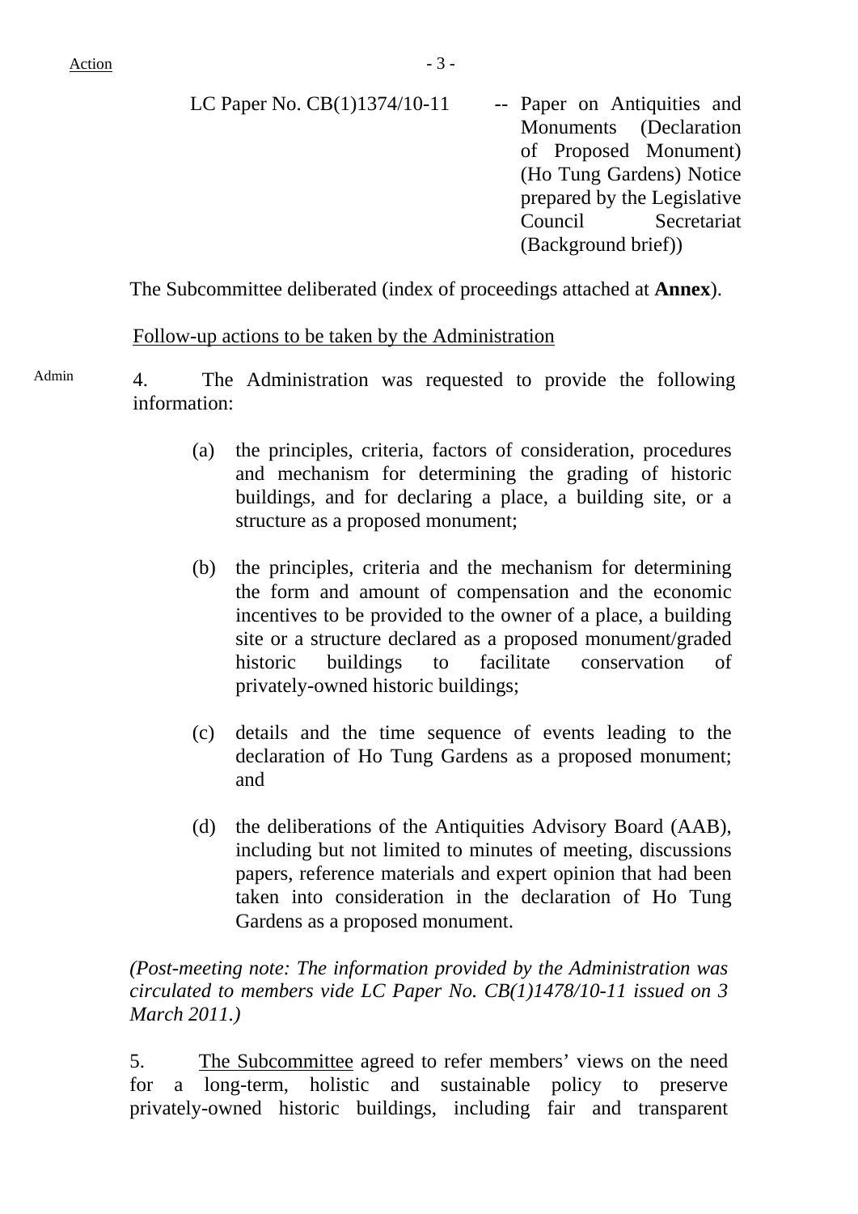Action

LC Paper No. CB(1)1374/10-11 -- Paper on Antiquities and Monuments (Declaration of Proposed Monument) (Ho Tung Gardens) Notice prepared by the Legislative Council Secretariat (Background brief))

The Subcommittee deliberated (index of proceedings attached at **Annex**).

Follow-up actions to be taken by the Administration

Admin

4. The Administration was requested to provide the following information:

(a) the principles, criteria, factors of consideration, procedures and mechanism for determining the grading of historic buildings, and for declaring a place, a building site, or a structure as a proposed monument;

(b) the principles, criteria and the mechanism for determining the form and amount of compensation and the economic incentives to be provided to the owner of a place, a building site or a structure declared as a proposed monument/graded historic buildings to facilitate conservation of privately-owned historic buildings;

(c) details and the time sequence of events leading to the declaration of Ho Tung Gardens as a proposed monument; and

(d) the deliberations of the Antiquities Advisory Board (AAB), including but not limited to minutes of meeting, discussions papers, reference materials and expert opinion that had been taken into consideration in the declaration of Ho Tung Gardens as a proposed monument.

*(Post-meeting note: The information provided by the Administration was circulated to members vide LC Paper No. CB(1)1478/10-11 issued on 3 March 2011.)*

5. The Subcommittee agreed to refer members' views on the need for a long-term, holistic and sustainable policy to preserve privately-owned historic buildings, including fair and transparent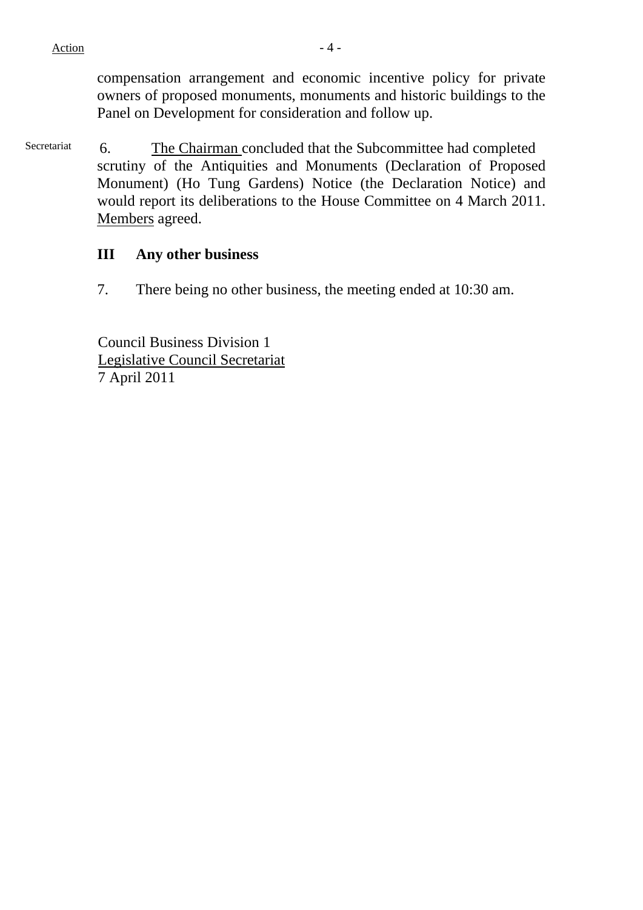Action

compensation arrangement and economic incentive policy for private owners of proposed monuments, monuments and historic buildings to the Panel on Development for consideration and follow up.

Secretariat

6. The Chairman concluded that the Subcommittee had completed scrutiny of the Antiquities and Monuments (Declaration of Proposed Monument) (Ho Tung Gardens) Notice (the Declaration Notice) and would report its deliberations to the House Committee on 4 March 2011. Members agreed.

## III Any other business

7. There being no other business, the meeting ended at 10:30 am.

Council Business Division 1
Legislative Council Secretariat
7 April 2011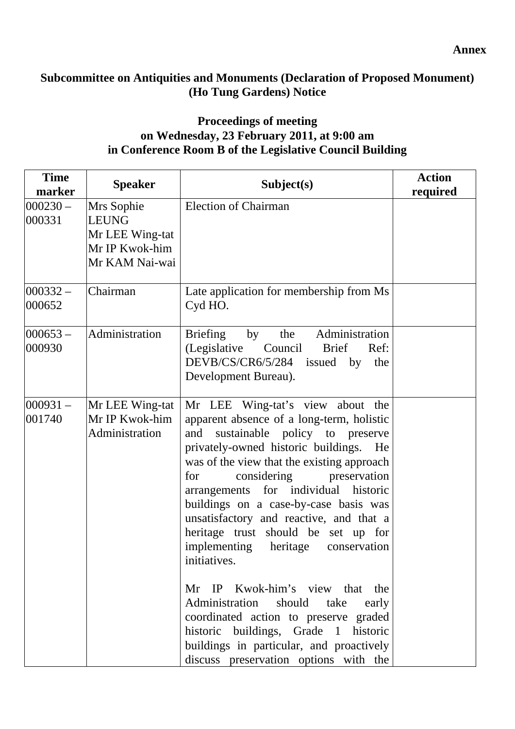**Annex**

**Subcommittee on Antiquities and Monuments (Declaration of Proposed Monument) (Ho Tung Gardens) Notice**

**Proceedings of meeting on Wednesday, 23 February 2011, at 9:00 am in Conference Room B of the Legislative Council Building**

| Time marker | Speaker | Subject(s) | Action required |
|---|---|---|---|
| 000230 – 000331 | Mrs Sophie LEUNG<br>Mr LEE Wing-tat<br>Mr IP Kwok-him<br>Mr KAM Nai-wai | Election of Chairman | |
| 000332 – 000652 | Chairman | Late application for membership from Ms Cyd HO. | |
| 000653 – 000930 | Administration | Briefing by the Administration (Legislative Council Brief Ref: DEVB/CS/CR6/5/284 issued by the Development Bureau). | |
| 000931 – 001740 | Mr LEE Wing-tat<br>Mr IP Kwok-him<br>Administration | Mr LEE Wing-tat's view about the apparent absence of a long-term, holistic and sustainable policy to preserve privately-owned historic buildings. He was of the view that the existing approach for considering preservation arrangements for individual historic buildings on a case-by-case basis was unsatisfactory and reactive, and that a heritage trust should be set up for implementing heritage conservation initiatives.<br><br>Mr IP Kwok-him's view that the Administration should take early coordinated action to preserve graded historic buildings, Grade 1 historic buildings in particular, and proactively discuss preservation options with the | |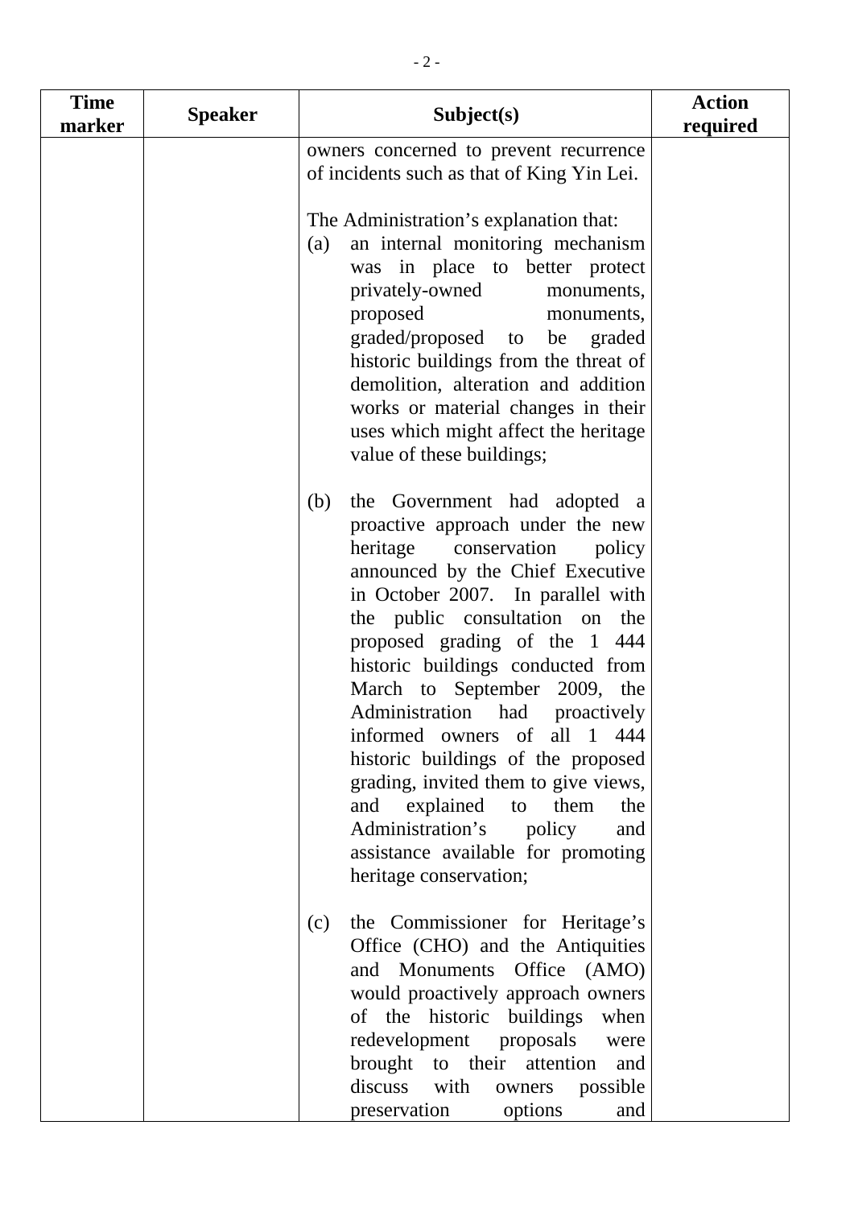| Time marker | Speaker | Subject(s) | Action required |
|---|---|---|---|
| | | owners concerned to prevent recurrence of incidents such as that of King Yin Lei.<br><br>The Administration's explanation that:<br>(a) an internal monitoring mechanism was in place to better protect privately-owned monuments, proposed monuments, graded/proposed to be graded historic buildings from the threat of demolition, alteration and addition works or material changes in their uses which might affect the heritage value of these buildings;<br><br>(b) the Government had adopted a proactive approach under the new heritage conservation policy announced by the Chief Executive in October 2007. In parallel with the public consultation on the proposed grading of the 1 444 historic buildings conducted from March to September 2009, the Administration had proactively informed owners of all 1 444 historic buildings of the proposed grading, invited them to give views, and explained to them the Administration's policy and assistance available for promoting heritage conservation;<br><br>(c) the Commissioner for Heritage's Office (CHO) and the Antiquities and Monuments Office (AMO) would proactively approach owners of the historic buildings when redevelopment proposals were brought to their attention and discuss with owners possible preservation options and | |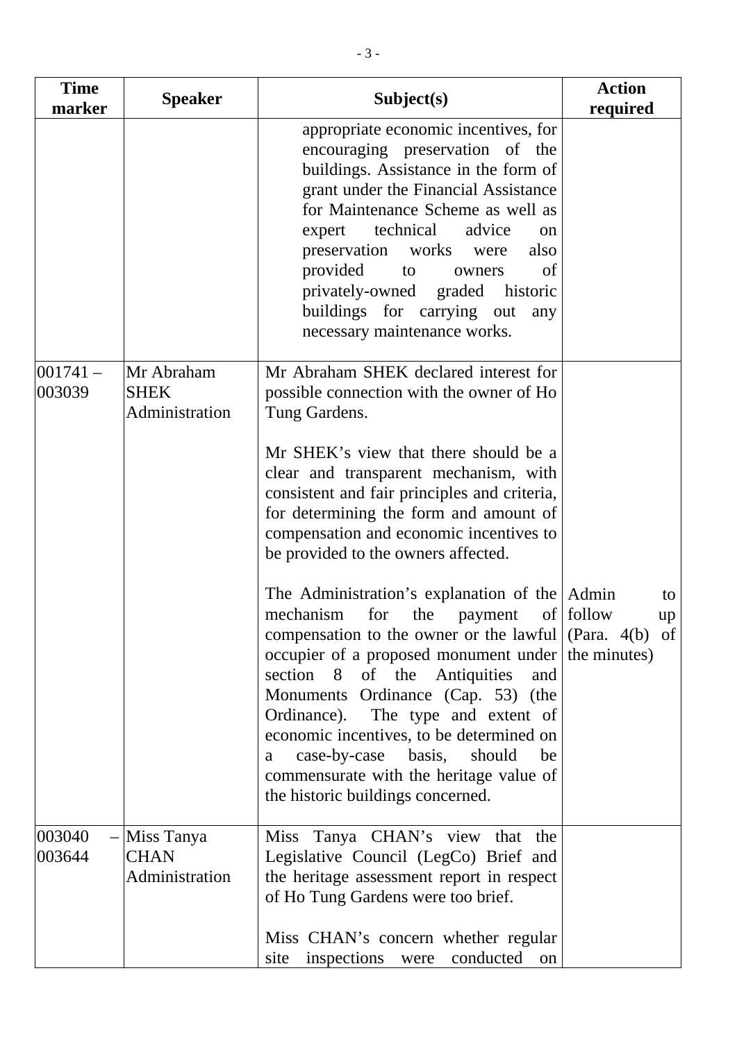| Time marker | Speaker | Subject(s) | Action required |
|---|---|---|---|
| | | appropriate economic incentives, for encouraging preservation of the buildings. Assistance in the form of grant under the Financial Assistance for Maintenance Scheme as well as expert technical advice on preservation works were also provided to owners of privately-owned graded historic buildings for carrying out any necessary maintenance works. | |
| 001741 – 003039 | Mr Abraham SHEK Administration | Mr Abraham SHEK declared interest for possible connection with the owner of Ho Tung Gardens.<br><br>Mr SHEK's view that there should be a clear and transparent mechanism, with consistent and fair principles and criteria, for determining the form and amount of compensation and economic incentives to be provided to the owners affected.<br><br>The Administration's explanation of the mechanism for the payment of compensation to the owner or the lawful occupier of a proposed monument under section 8 of the Antiquities and Monuments Ordinance (Cap. 53) (the Ordinance). The type and extent of economic incentives, to be determined on a case-by-case basis, should be commensurate with the heritage value of the historic buildings concerned. | Admin to follow up (Para. 4(b) of the minutes) |
| 003040 – 003644 | Miss Tanya CHAN Administration | Miss Tanya CHAN's view that the Legislative Council (LegCo) Brief and the heritage assessment report in respect of Ho Tung Gardens were too brief.<br><br>Miss CHAN's concern whether regular site inspections were conducted on | |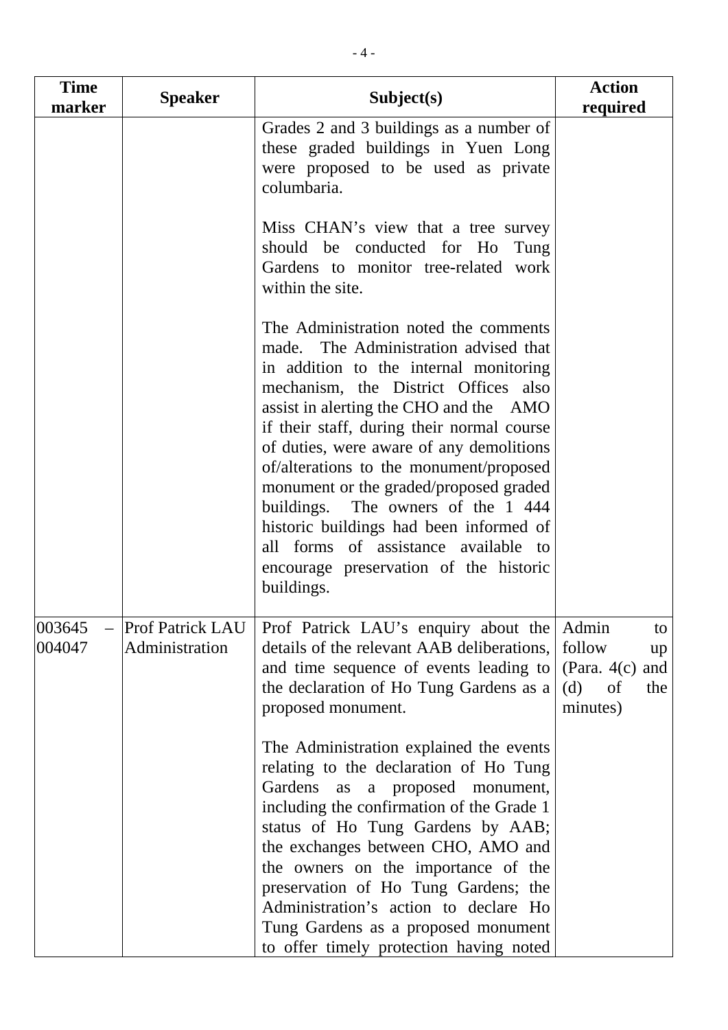| Time marker | Speaker | Subject(s) | Action required |
|---|---|---|---|
| | | Grades 2 and 3 buildings as a number of these graded buildings in Yuen Long were proposed to be used as private columbaria.<br><br>Miss CHAN's view that a tree survey should be conducted for Ho Tung Gardens to monitor tree-related work within the site.<br><br>The Administration noted the comments made. The Administration advised that in addition to the internal monitoring mechanism, the District Offices also assist in alerting the CHO and the AMO if their staff, during their normal course of duties, were aware of any demolitions of/alterations to the monument/proposed monument or the graded/proposed graded buildings. The owners of the 1 444 historic buildings had been informed of all forms of assistance available to encourage preservation of the historic buildings. | |
| 003645 – 004047 | Prof Patrick LAU<br>Administration | Prof Patrick LAU's enquiry about the details of the relevant AAB deliberations, and time sequence of events leading to the declaration of Ho Tung Gardens as a proposed monument.<br><br>The Administration explained the events relating to the declaration of Ho Tung Gardens as a proposed monument, including the confirmation of the Grade 1 status of Ho Tung Gardens by AAB; the exchanges between CHO, AMO and the owners on the importance of the preservation of Ho Tung Gardens; the Administration's action to declare Ho Tung Gardens as a proposed monument to offer timely protection having noted | Admin to follow up (Para. 4(c) and (d) of the minutes) |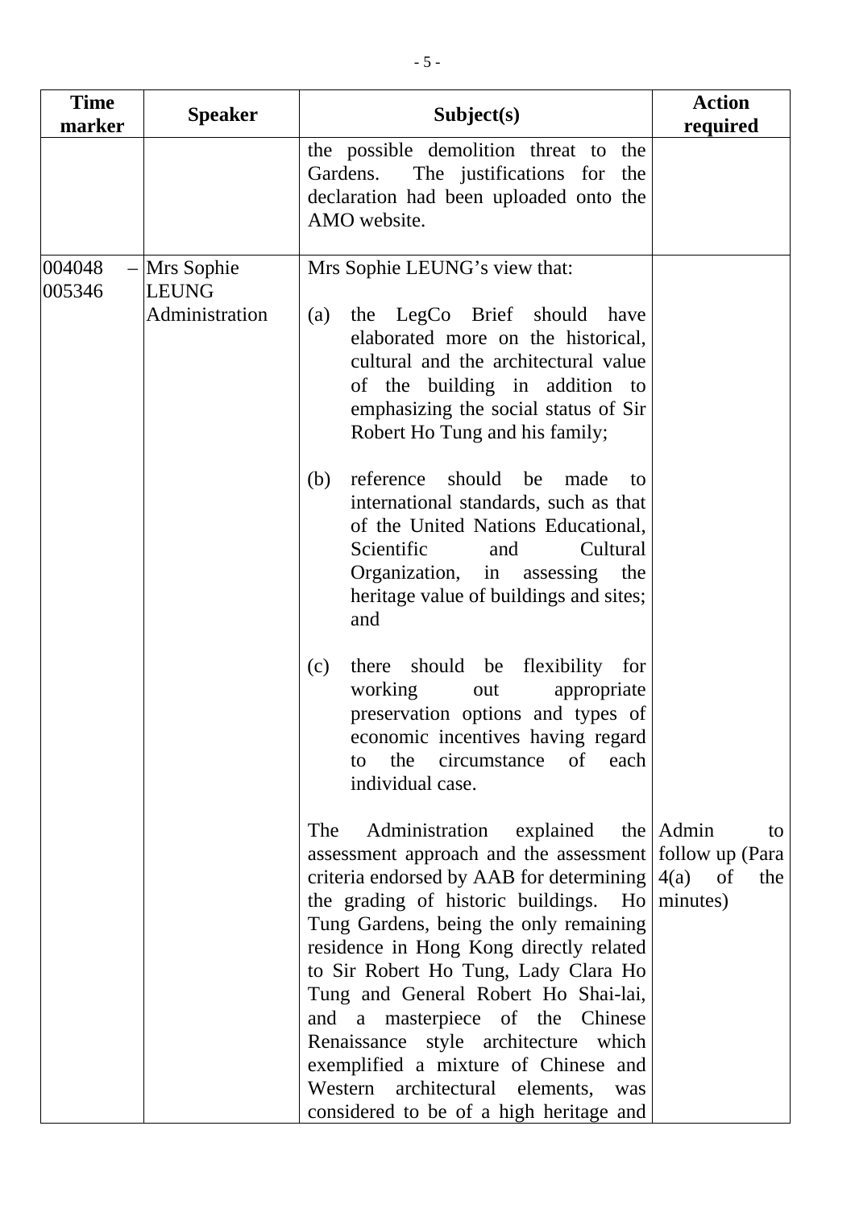| Time marker | Speaker | Subject(s) | Action required |
|---|---|---|---|
| | | the possible demolition threat to the Gardens. The justifications for the declaration had been uploaded onto the AMO website. | |
| 004048 – 005346 | Mrs Sophie LEUNG<br>Administration | Mrs Sophie LEUNG's view that:<br><br>(a) the LegCo Brief should have elaborated more on the historical, cultural and the architectural value of the building in addition to emphasizing the social status of Sir Robert Ho Tung and his family;<br><br>(b) reference should be made to international standards, such as that of the United Nations Educational, Scientific and Cultural Organization, in assessing the heritage value of buildings and sites; and<br><br>(c) there should be flexibility for working out appropriate preservation options and types of economic incentives having regard to the circumstance of each individual case.<br><br>The Administration explained the assessment approach and the assessment criteria endorsed by AAB for determining the grading of historic buildings. Ho Tung Gardens, being the only remaining residence in Hong Kong directly related to Sir Robert Ho Tung, Lady Clara Ho Tung and General Robert Ho Shai-lai, and a masterpiece of the Chinese Renaissance style architecture which exemplified a mixture of Chinese and Western architectural elements, was considered to be of a high heritage and | Admin to follow up (Para 4(a) of the minutes) |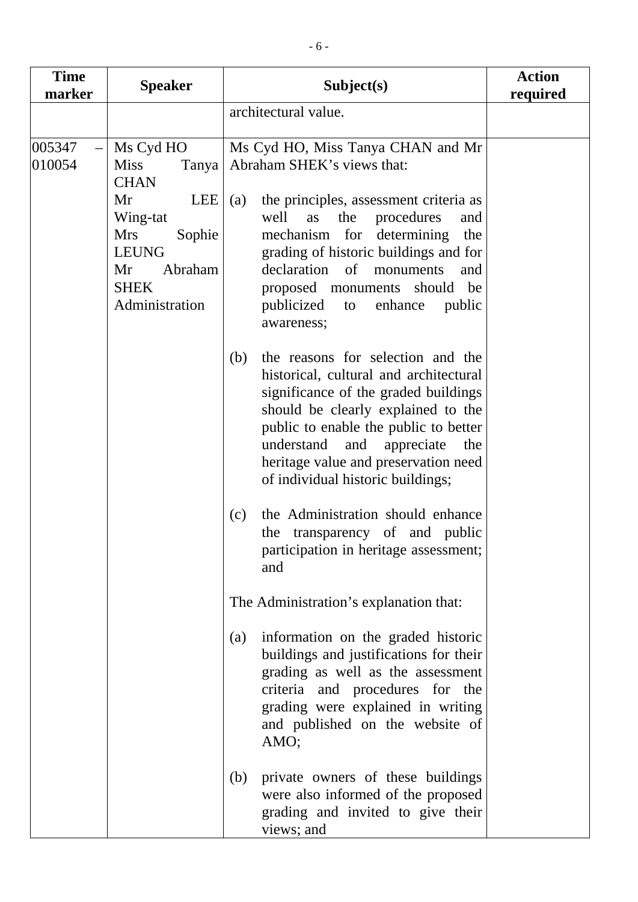| Time marker | Speaker | Subject(s) | Action required |
|---|---|---|---|
| | | architectural value. | |
| 005347 – 010054 | Ms Cyd HO<br>Miss Tanya CHAN<br>Mr LEE Wing-tat<br>Mrs Sophie LEUNG<br>Mr Abraham SHEK<br>Administration | Ms Cyd HO, Miss Tanya CHAN and Mr Abraham SHEK's views that:<br><br>(a) the principles, assessment criteria as well as the procedures and mechanism for determining the grading of historic buildings and for declaration of monuments and proposed monuments should be publicized to enhance public awareness;<br><br>(b) the reasons for selection and the historical, cultural and architectural significance of the graded buildings should be clearly explained to the public to enable the public to better understand and appreciate the heritage value and preservation need of individual historic buildings;<br><br>(c) the Administration should enhance the transparency of and public participation in heritage assessment; and<br><br>The Administration's explanation that:<br><br>(a) information on the graded historic buildings and justifications for their grading as well as the assessment criteria and procedures for the grading were explained in writing and published on the website of AMO;<br><br>(b) private owners of these buildings were also informed of the proposed grading and invited to give their views; and | |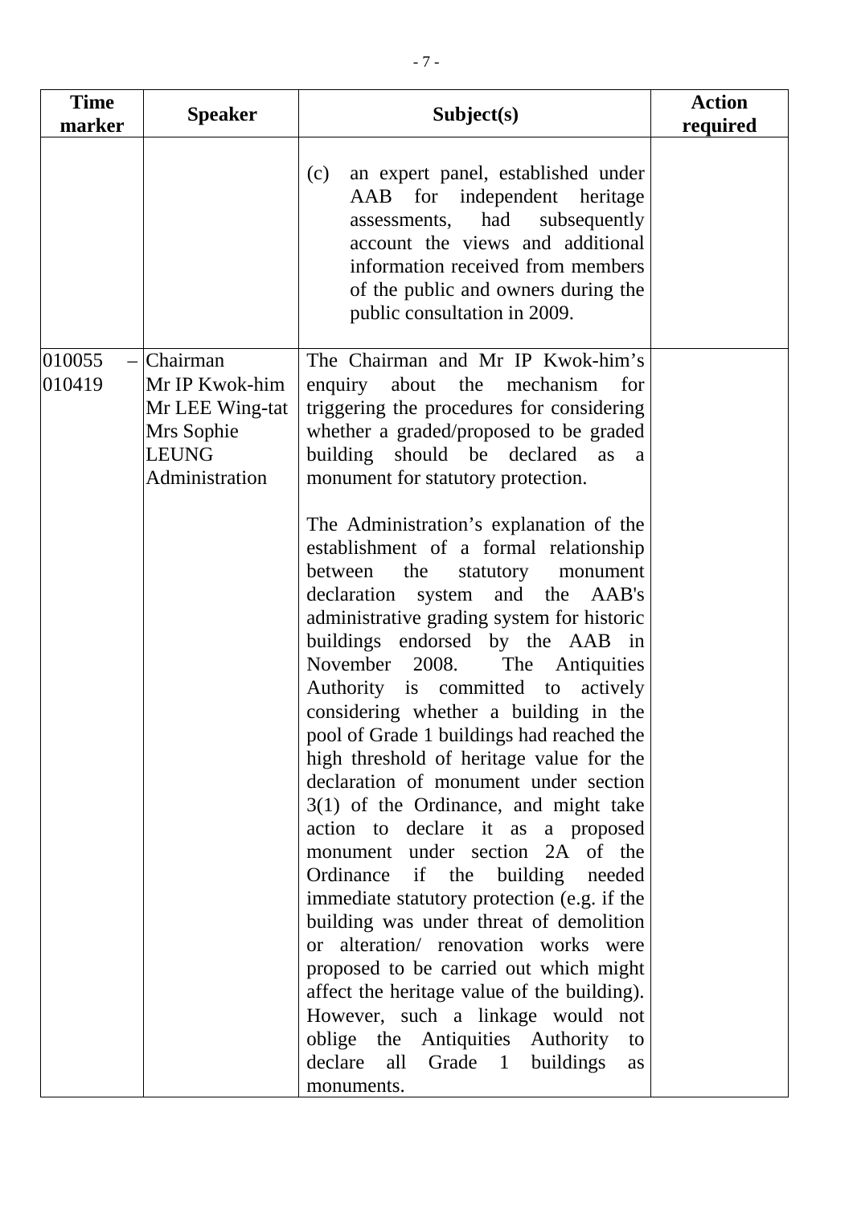| Time marker | Speaker | Subject(s) | Action required |
|---|---|---|---|
| | | (c) an expert panel, established under AAB for independent heritage assessments, had subsequently account the views and additional information received from members of the public and owners during the public consultation in 2009. | |
| 010055 – 010419 | Chairman<br>Mr IP Kwok-him<br>Mr LEE Wing-tat<br>Mrs Sophie LEUNG<br>Administration | The Chairman and Mr IP Kwok-him's enquiry about the mechanism for triggering the procedures for considering whether a graded/proposed to be graded building should be declared as a monument for statutory protection.<br><br>The Administration's explanation of the establishment of a formal relationship between the statutory monument declaration system and the AAB's administrative grading system for historic buildings endorsed by the AAB in November 2008. The Antiquities Authority is committed to actively considering whether a building in the pool of Grade 1 buildings had reached the high threshold of heritage value for the declaration of monument under section 3(1) of the Ordinance, and might take action to declare it as a proposed monument under section 2A of the Ordinance if the building needed immediate statutory protection (e.g. if the building was under threat of demolition or alteration/ renovation works were proposed to be carried out which might affect the heritage value of the building). However, such a linkage would not oblige the Antiquities Authority to declare all Grade 1 buildings as monuments. | |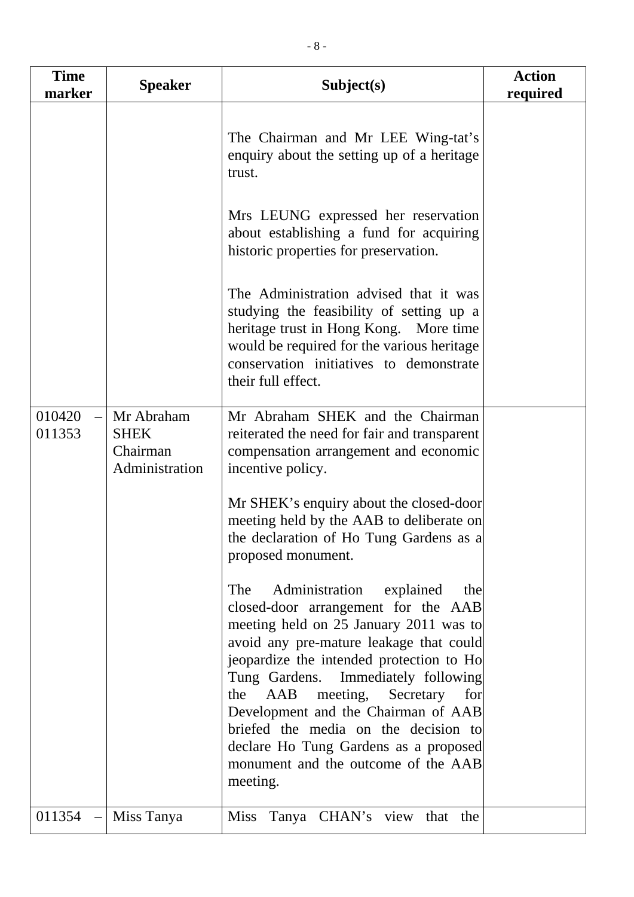| Time marker | Speaker | Subject(s) | Action required |
|---|---|---|---|
| | | The Chairman and Mr LEE Wing-tat's enquiry about the setting up of a heritage trust.<br><br>Mrs LEUNG expressed her reservation about establishing a fund for acquiring historic properties for preservation.<br><br>The Administration advised that it was studying the feasibility of setting up a heritage trust in Hong Kong. More time would be required for the various heritage conservation initiatives to demonstrate their full effect. | |
| 010420 – 011353 | Mr Abraham SHEK<br>Chairman<br>Administration | Mr Abraham SHEK and the Chairman reiterated the need for fair and transparent compensation arrangement and economic incentive policy.<br><br>Mr SHEK's enquiry about the closed-door meeting held by the AAB to deliberate on the declaration of Ho Tung Gardens as a proposed monument.<br><br>The Administration explained the closed-door arrangement for the AAB meeting held on 25 January 2011 was to avoid any pre-mature leakage that could jeopardize the intended protection to Ho Tung Gardens. Immediately following the AAB meeting, Secretary for Development and the Chairman of AAB briefed the media on the decision to declare Ho Tung Gardens as a proposed monument and the outcome of the AAB meeting. | |
| 011354 – | Miss Tanya | Miss Tanya CHAN's view that the | |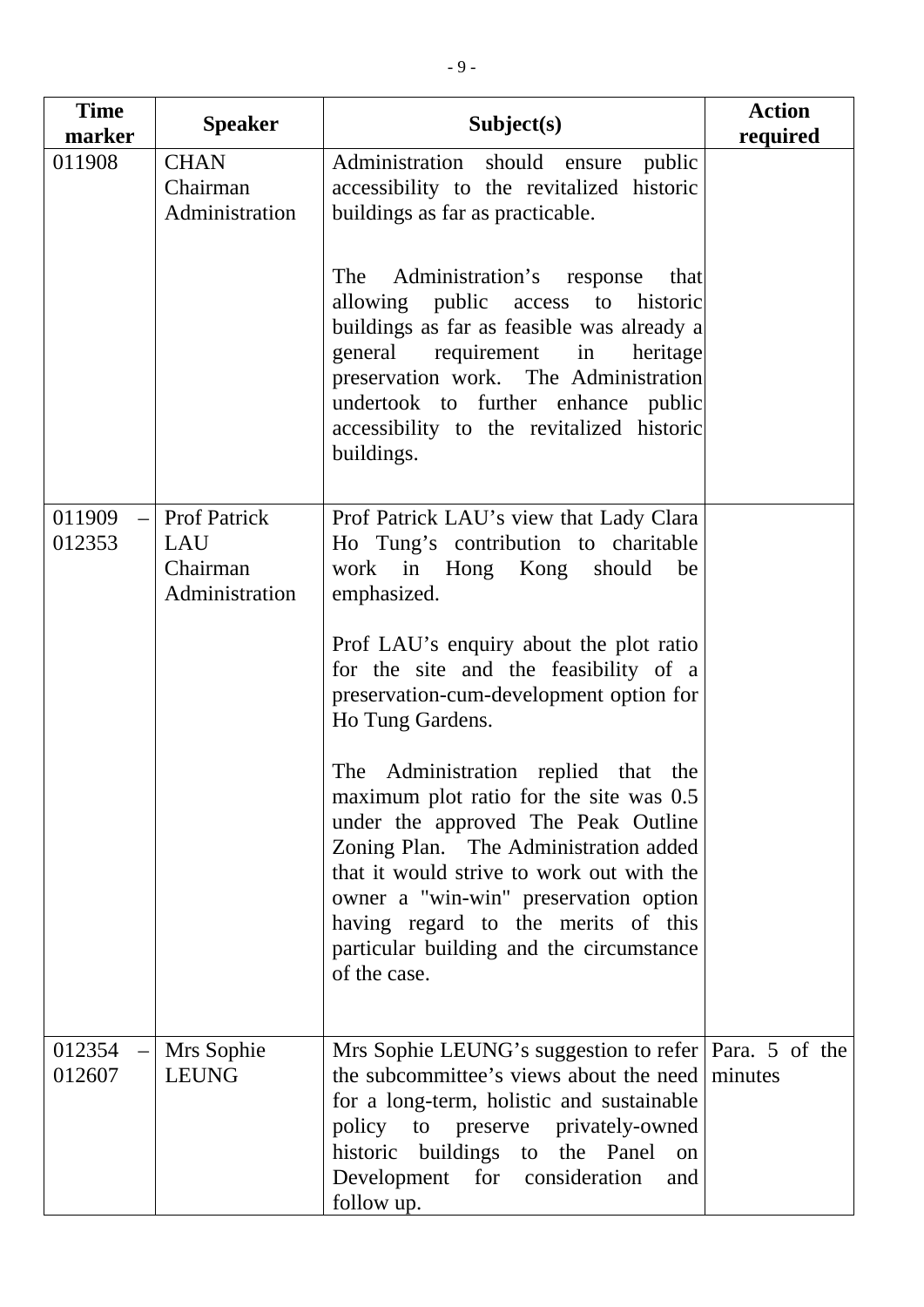| Time marker | Speaker | Subject(s) | Action required |
|---|---|---|---|
| 011908 | CHAN<br>Chairman<br>Administration | Administration should ensure public accessibility to the revitalized historic buildings as far as practicable.<br><br>The Administration's response that allowing public access to historic buildings as far as feasible was already a general requirement in heritage preservation work. The Administration undertook to further enhance public accessibility to the revitalized historic buildings. | |
| 011909 – 012353 | Prof Patrick LAU<br>Chairman<br>Administration | Prof Patrick LAU's view that Lady Clara Ho Tung's contribution to charitable work in Hong Kong should be emphasized.<br><br>Prof LAU's enquiry about the plot ratio for the site and the feasibility of a preservation-cum-development option for Ho Tung Gardens.<br><br>The Administration replied that the maximum plot ratio for the site was 0.5 under the approved The Peak Outline Zoning Plan. The Administration added that it would strive to work out with the owner a "win-win" preservation option having regard to the merits of this particular building and the circumstance of the case. | |
| 012354 – 012607 | Mrs Sophie LEUNG | Mrs Sophie LEUNG's suggestion to refer the subcommittee's views about the need for a long-term, holistic and sustainable policy to preserve privately-owned historic buildings to the Panel on Development for consideration and follow up. | Para. 5 of the minutes |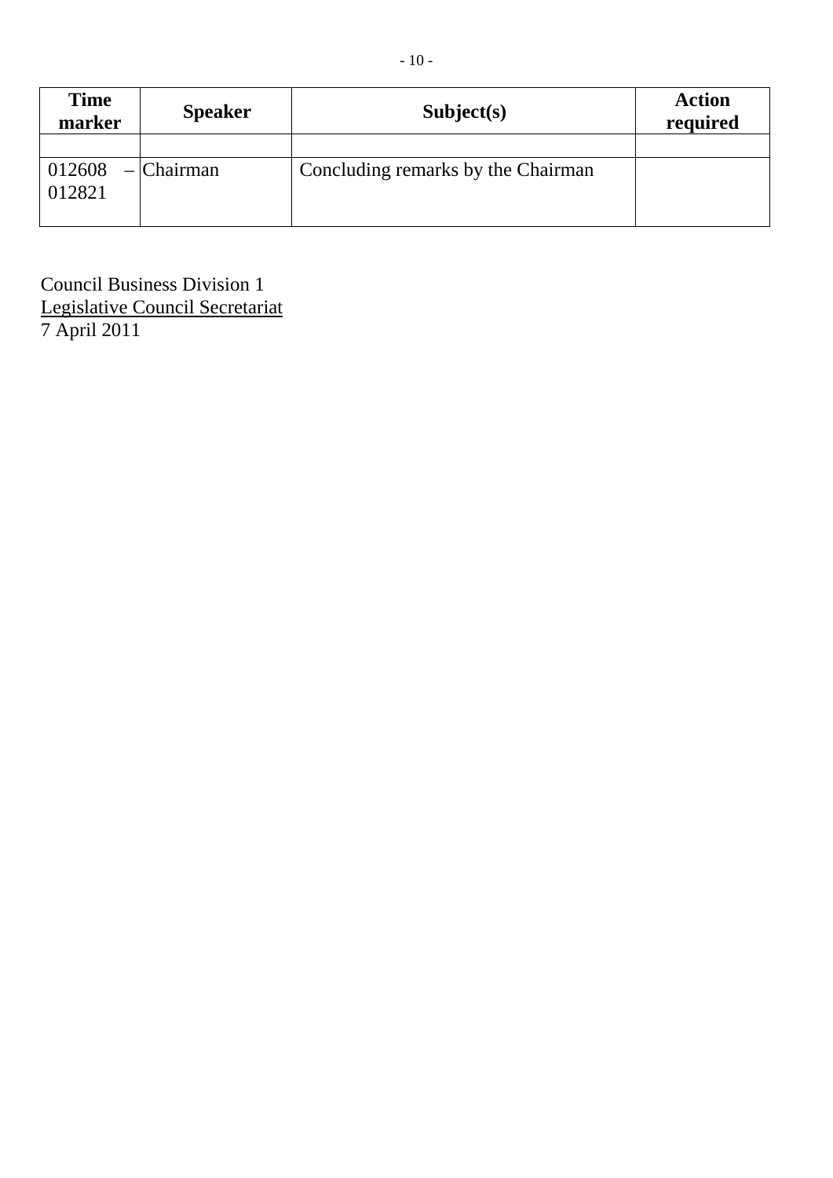| Time marker | Speaker | Subject(s) | Action required |
|---|---|---|---|
| | | | |
| 012608 – 012821 | Chairman | Concluding remarks by the Chairman | |

Council Business Division 1
Legislative Council Secretariat
7 April 2011